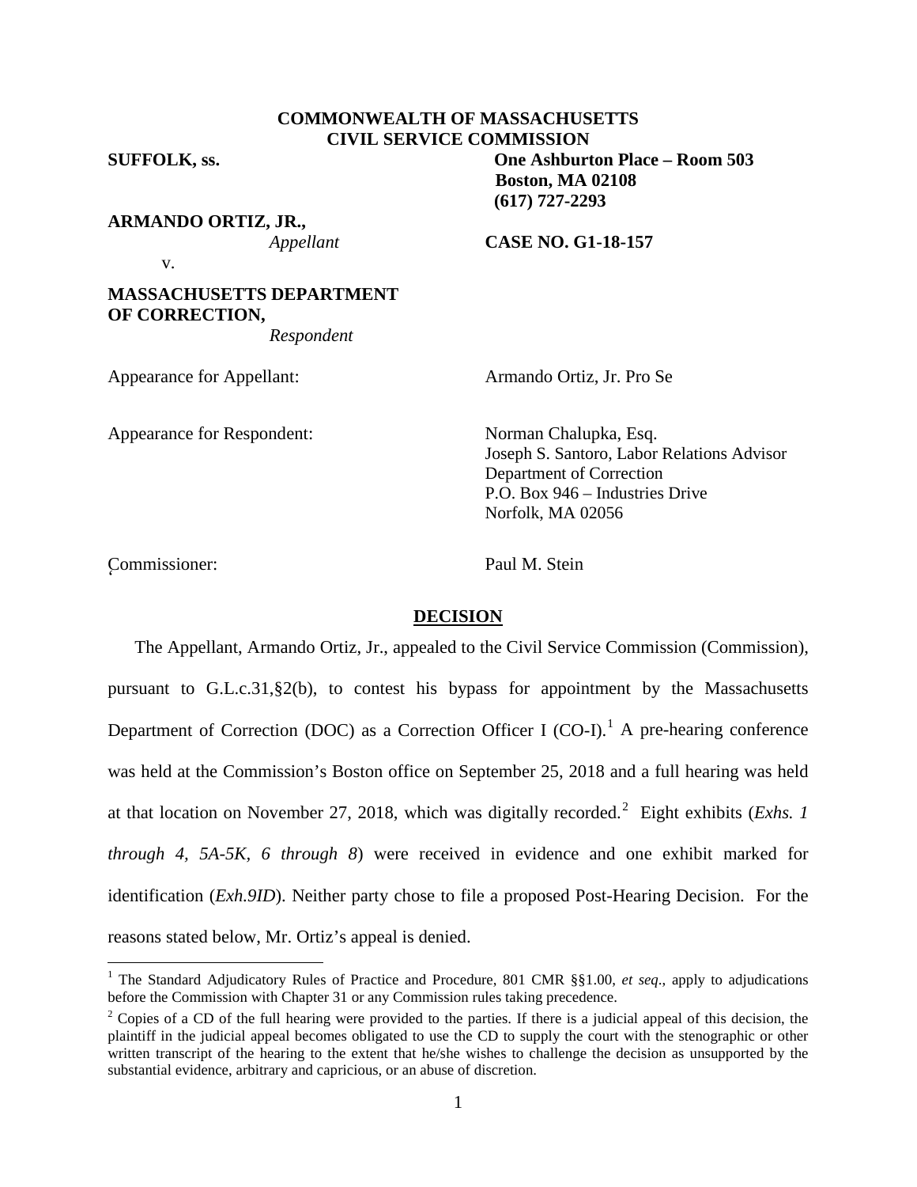**COMMONWEALTH OF MASSACHUSETTS**
**CIVIL SERVICE COMMISSION**

**SUFFOLK, ss.**

**One Ashburton Place – Room 503**
**Boston, MA 02108**
**(617) 727-2293**

**ARMANDO ORTIZ, JR.,**
*Appellant*

v.

**CASE NO. G1-18-157**

**MASSACHUSETTS DEPARTMENT OF CORRECTION,**
*Respondent*

Appearance for Appellant: Armando Ortiz, Jr. Pro Se

Appearance for Respondent: Norman Chalupka, Esq.
Joseph S. Santoro, Labor Relations Advisor
Department of Correction
P.O. Box 946 – Industries Drive
Norfolk, MA 02056

Commissioner: Paul M. Stein

## DECISION

The Appellant, Armando Ortiz, Jr., appealed to the Civil Service Commission (Commission), pursuant to G.L.c.31,§2(b), to contest his bypass for appointment by the Massachusetts Department of Correction (DOC) as a Correction Officer I (CO-I).[1] A pre-hearing conference was held at the Commission's Boston office on September 25, 2018 and a full hearing was held at that location on November 27, 2018, which was digitally recorded.[2] Eight exhibits (*Exhs. 1 through 4, 5A-5K, 6 through 8*) were received in evidence and one exhibit marked for identification (*Exh.9ID*). Neither party chose to file a proposed Post-Hearing Decision. For the reasons stated below, Mr. Ortiz's appeal is denied.

---

[1] The Standard Adjudicatory Rules of Practice and Procedure, 801 CMR §§1.00, *et seq*., apply to adjudications before the Commission with Chapter 31 or any Commission rules taking precedence.

[2] Copies of a CD of the full hearing were provided to the parties. If there is a judicial appeal of this decision, the plaintiff in the judicial appeal becomes obligated to use the CD to supply the court with the stenographic or other written transcript of the hearing to the extent that he/she wishes to challenge the decision as unsupported by the substantial evidence, arbitrary and capricious, or an abuse of discretion.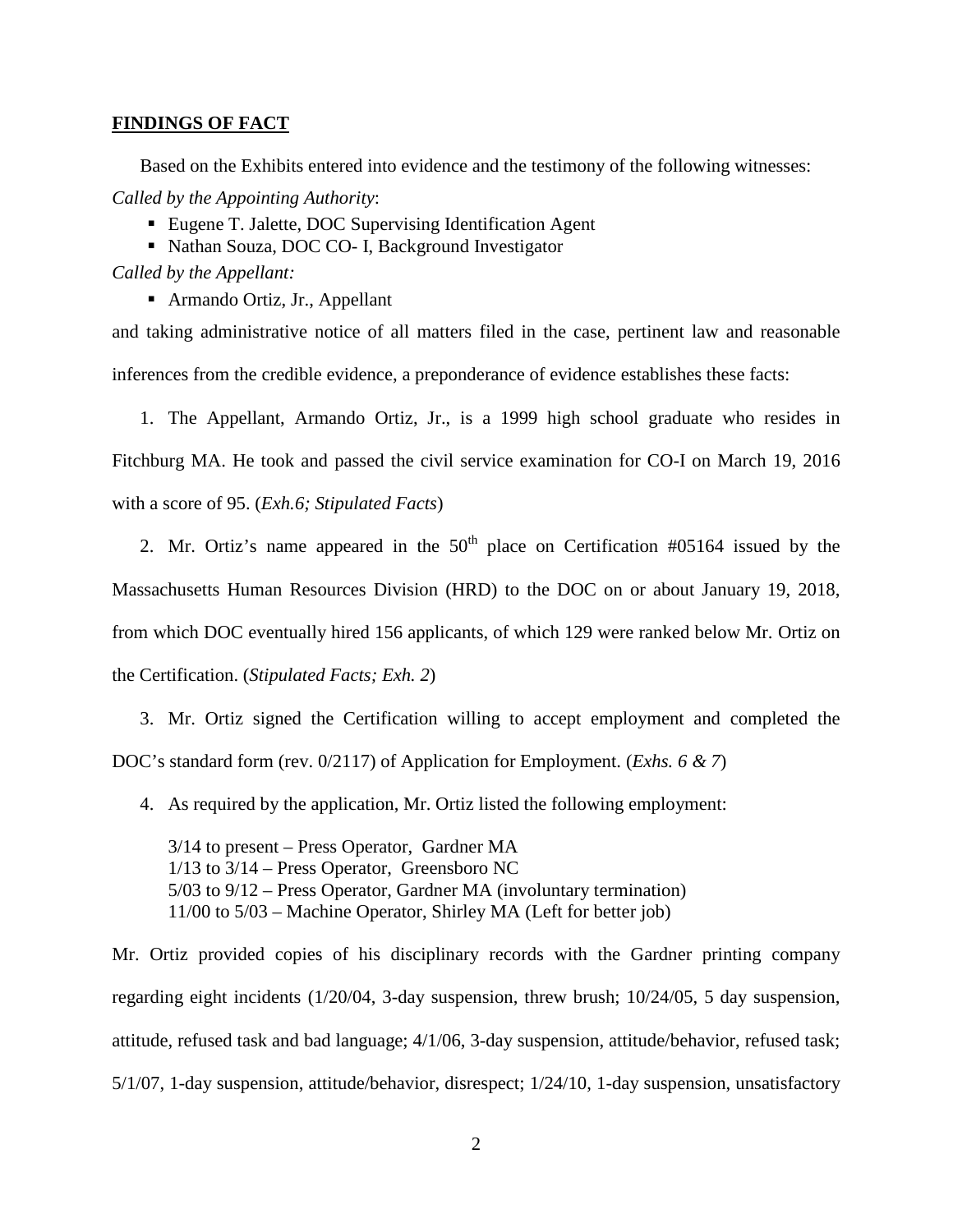## FINDINGS OF FACT

Based on the Exhibits entered into evidence and the testimony of the following witnesses:

*Called by the Appointing Authority*:

- Eugene T. Jalette, DOC Supervising Identification Agent
- Nathan Souza, DOC CO- I, Background Investigator

*Called by the Appellant:*

- Armando Ortiz, Jr., Appellant

and taking administrative notice of all matters filed in the case, pertinent law and reasonable inferences from the credible evidence, a preponderance of evidence establishes these facts:

1. The Appellant, Armando Ortiz, Jr., is a 1999 high school graduate who resides in Fitchburg MA. He took and passed the civil service examination for CO-I on March 19, 2016 with a score of 95. (*Exh.6; Stipulated Facts*)

2. Mr. Ortiz's name appeared in the 50th place on Certification #05164 issued by the Massachusetts Human Resources Division (HRD) to the DOC on or about January 19, 2018, from which DOC eventually hired 156 applicants, of which 129 were ranked below Mr. Ortiz on the Certification. (*Stipulated Facts; Exh. 2*)

3. Mr. Ortiz signed the Certification willing to accept employment and completed the DOC's standard form (rev. 0/2117) of Application for Employment. (*Exhs. 6 & 7*)

4. As required by the application, Mr. Ortiz listed the following employment:

   3/14 to present – Press Operator, Gardner MA
   1/13 to 3/14 – Press Operator, Greensboro NC
   5/03 to 9/12 – Press Operator, Gardner MA (involuntary termination)
   11/00 to 5/03 – Machine Operator, Shirley MA (Left for better job)

Mr. Ortiz provided copies of his disciplinary records with the Gardner printing company regarding eight incidents (1/20/04, 3-day suspension, threw brush; 10/24/05, 5 day suspension, attitude, refused task and bad language; 4/1/06, 3-day suspension, attitude/behavior, refused task; 5/1/07, 1-day suspension, attitude/behavior, disrespect; 1/24/10, 1-day suspension, unsatisfactory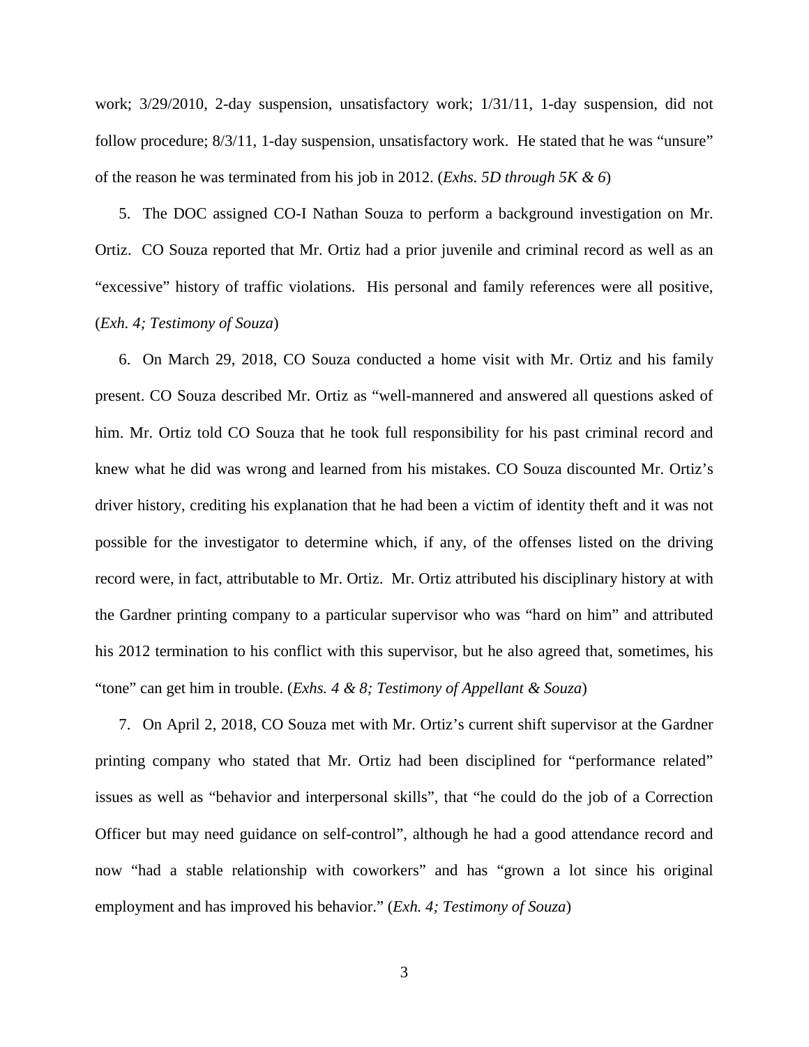work; 3/29/2010, 2-day suspension, unsatisfactory work; 1/31/11, 1-day suspension, did not follow procedure; 8/3/11, 1-day suspension, unsatisfactory work. He stated that he was "unsure" of the reason he was terminated from his job in 2012. (*Exhs. 5D through 5K & 6*)

5. The DOC assigned CO-I Nathan Souza to perform a background investigation on Mr. Ortiz. CO Souza reported that Mr. Ortiz had a prior juvenile and criminal record as well as an "excessive" history of traffic violations. His personal and family references were all positive, (*Exh. 4; Testimony of Souza*)

6. On March 29, 2018, CO Souza conducted a home visit with Mr. Ortiz and his family present. CO Souza described Mr. Ortiz as "well-mannered and answered all questions asked of him. Mr. Ortiz told CO Souza that he took full responsibility for his past criminal record and knew what he did was wrong and learned from his mistakes. CO Souza discounted Mr. Ortiz's driver history, crediting his explanation that he had been a victim of identity theft and it was not possible for the investigator to determine which, if any, of the offenses listed on the driving record were, in fact, attributable to Mr. Ortiz. Mr. Ortiz attributed his disciplinary history at with the Gardner printing company to a particular supervisor who was "hard on him" and attributed his 2012 termination to his conflict with this supervisor, but he also agreed that, sometimes, his "tone" can get him in trouble. (*Exhs. 4 & 8; Testimony of Appellant & Souza*)

7. On April 2, 2018, CO Souza met with Mr. Ortiz's current shift supervisor at the Gardner printing company who stated that Mr. Ortiz had been disciplined for "performance related" issues as well as "behavior and interpersonal skills", that "he could do the job of a Correction Officer but may need guidance on self-control", although he had a good attendance record and now "had a stable relationship with coworkers" and has "grown a lot since his original employment and has improved his behavior." (*Exh. 4; Testimony of Souza*)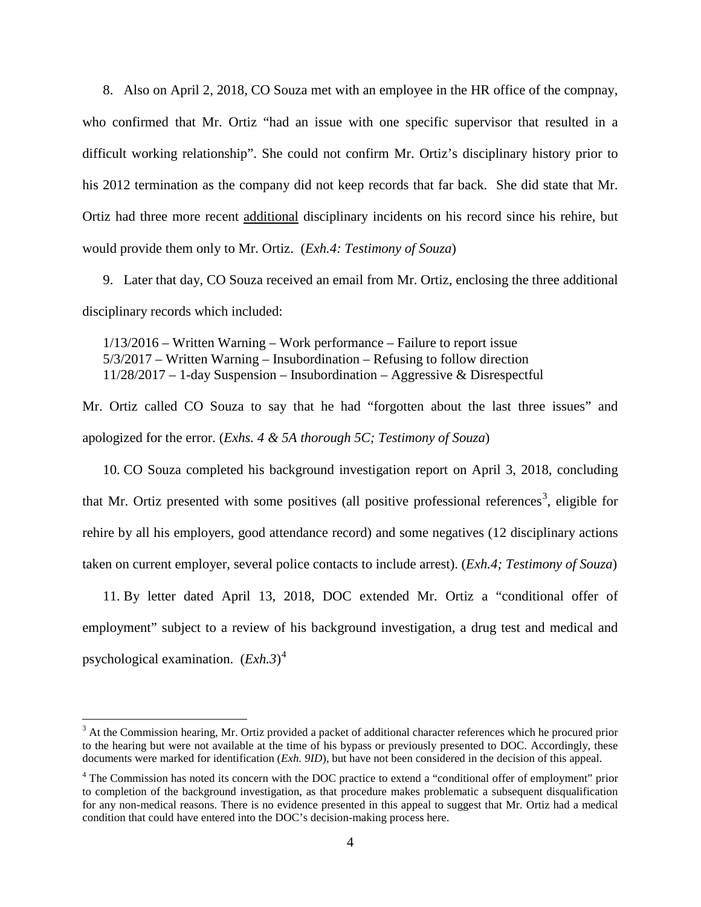8. Also on April 2, 2018, CO Souza met with an employee in the HR office of the compnay, who confirmed that Mr. Ortiz "had an issue with one specific supervisor that resulted in a difficult working relationship". She could not confirm Mr. Ortiz's disciplinary history prior to his 2012 termination as the company did not keep records that far back. She did state that Mr. Ortiz had three more recent <u>additional</u> disciplinary incidents on his record since his rehire, but would provide them only to Mr. Ortiz. (*Exh.4: Testimony of Souza*)

9. Later that day, CO Souza received an email from Mr. Ortiz, enclosing the three additional disciplinary records which included:

1/13/2016 – Written Warning – Work performance – Failure to report issue
5/3/2017 – Written Warning – Insubordination – Refusing to follow direction
11/28/2017 – 1-day Suspension – Insubordination – Aggressive & Disrespectful

Mr. Ortiz called CO Souza to say that he had "forgotten about the last three issues" and apologized for the error. (*Exhs. 4 & 5A thorough 5C; Testimony of Souza*)

10. CO Souza completed his background investigation report on April 3, 2018, concluding that Mr. Ortiz presented with some positives (all positive professional references[3], eligible for rehire by all his employers, good attendance record) and some negatives (12 disciplinary actions taken on current employer, several police contacts to include arrest). (*Exh.4; Testimony of Souza*)

11. By letter dated April 13, 2018, DOC extended Mr. Ortiz a "conditional offer of employment" subject to a review of his background investigation, a drug test and medical and psychological examination. (*Exh.3*)[4]

---

[3] At the Commission hearing, Mr. Ortiz provided a packet of additional character references which he procured prior to the hearing but were not available at the time of his bypass or previously presented to DOC. Accordingly, these documents were marked for identification (*Exh. 9ID*), but have not been considered in the decision of this appeal.

[4] The Commission has noted its concern with the DOC practice to extend a "conditional offer of employment" prior to completion of the background investigation, as that procedure makes problematic a subsequent disqualification for any non-medical reasons. There is no evidence presented in this appeal to suggest that Mr. Ortiz had a medical condition that could have entered into the DOC's decision-making process here.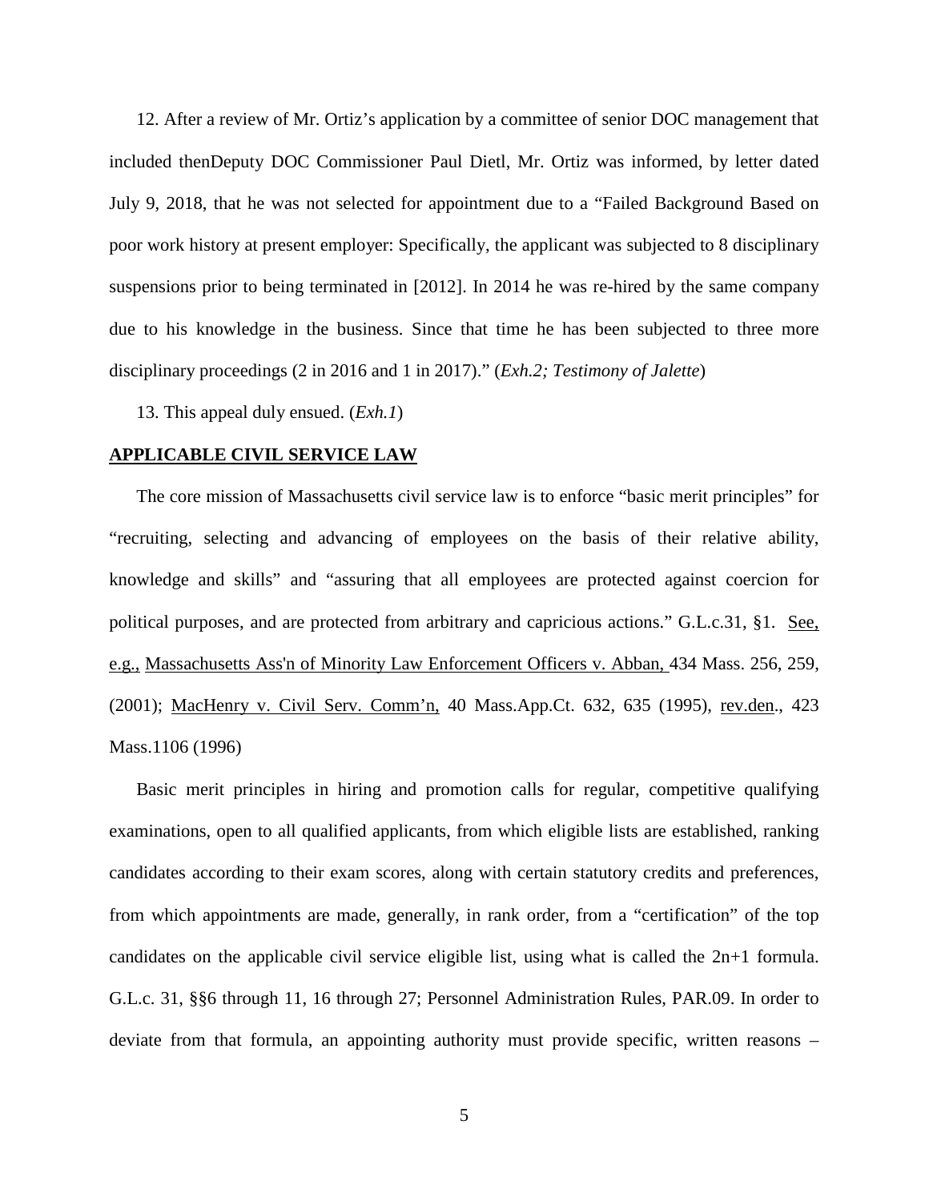12. After a review of Mr. Ortiz's application by a committee of senior DOC management that included thenDeputy DOC Commissioner Paul Dietl, Mr. Ortiz was informed, by letter dated July 9, 2018, that he was not selected for appointment due to a "Failed Background Based on poor work history at present employer: Specifically, the applicant was subjected to 8 disciplinary suspensions prior to being terminated in [2012]. In 2014 he was re-hired by the same company due to his knowledge in the business. Since that time he has been subjected to three more disciplinary proceedings (2 in 2016 and 1 in 2017)." (*Exh.2; Testimony of Jalette*)

13. This appeal duly ensued. (*Exh.1*)

## APPLICABLE CIVIL SERVICE LAW

The core mission of Massachusetts civil service law is to enforce "basic merit principles" for "recruiting, selecting and advancing of employees on the basis of their relative ability, knowledge and skills" and "assuring that all employees are protected against coercion for political purposes, and are protected from arbitrary and capricious actions." G.L.c.31, §1. See, e.g., Massachusetts Ass'n of Minority Law Enforcement Officers v. Abban, 434 Mass. 256, 259, (2001); MacHenry v. Civil Serv. Comm'n, 40 Mass.App.Ct. 632, 635 (1995), rev.den., 423 Mass.1106 (1996)

Basic merit principles in hiring and promotion calls for regular, competitive qualifying examinations, open to all qualified applicants, from which eligible lists are established, ranking candidates according to their exam scores, along with certain statutory credits and preferences, from which appointments are made, generally, in rank order, from a "certification" of the top candidates on the applicable civil service eligible list, using what is called the 2n+1 formula. G.L.c. 31, §§6 through 11, 16 through 27; Personnel Administration Rules, PAR.09. In order to deviate from that formula, an appointing authority must provide specific, written reasons –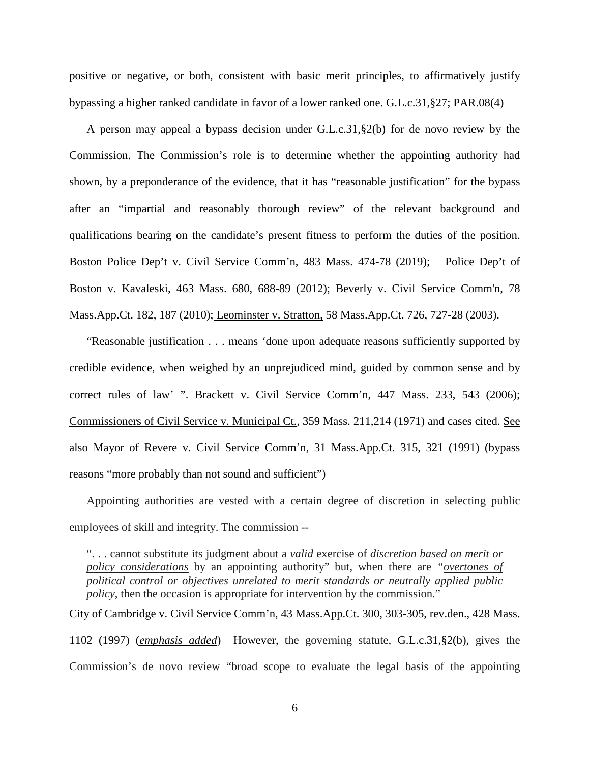positive or negative, or both, consistent with basic merit principles, to affirmatively justify bypassing a higher ranked candidate in favor of a lower ranked one. G.L.c.31,§27; PAR.08(4)

A person may appeal a bypass decision under G.L.c.31,§2(b) for de novo review by the Commission. The Commission's role is to determine whether the appointing authority had shown, by a preponderance of the evidence, that it has "reasonable justification" for the bypass after an "impartial and reasonably thorough review" of the relevant background and qualifications bearing on the candidate's present fitness to perform the duties of the position. Boston Police Dep't v. Civil Service Comm'n, 483 Mass. 474-78 (2019); Police Dep't of Boston v. Kavaleski, 463 Mass. 680, 688-89 (2012); Beverly v. Civil Service Comm'n, 78 Mass.App.Ct. 182, 187 (2010); Leominster v. Stratton, 58 Mass.App.Ct. 726, 727-28 (2003).

"Reasonable justification . . . means 'done upon adequate reasons sufficiently supported by credible evidence, when weighed by an unprejudiced mind, guided by common sense and by correct rules of law' ". Brackett v. Civil Service Comm'n, 447 Mass. 233, 543 (2006); Commissioners of Civil Service v. Municipal Ct., 359 Mass. 211,214 (1971) and cases cited. See also Mayor of Revere v. Civil Service Comm'n, 31 Mass.App.Ct. 315, 321 (1991) (bypass reasons "more probably than not sound and sufficient")

Appointing authorities are vested with a certain degree of discretion in selecting public employees of skill and integrity. The commission --

> ". . . cannot substitute its judgment about a *valid* exercise of *discretion based on merit or policy considerations* by an appointing authority" but, when there are "*overtones of political control or objectives unrelated to merit standards or neutrally applied public policy*, then the occasion is appropriate for intervention by the commission."

City of Cambridge v. Civil Service Comm'n, 43 Mass.App.Ct. 300, 303-305, rev.den., 428 Mass. 1102 (1997) (*emphasis added*) However, the governing statute, G.L.c.31,§2(b), gives the Commission's de novo review "broad scope to evaluate the legal basis of the appointing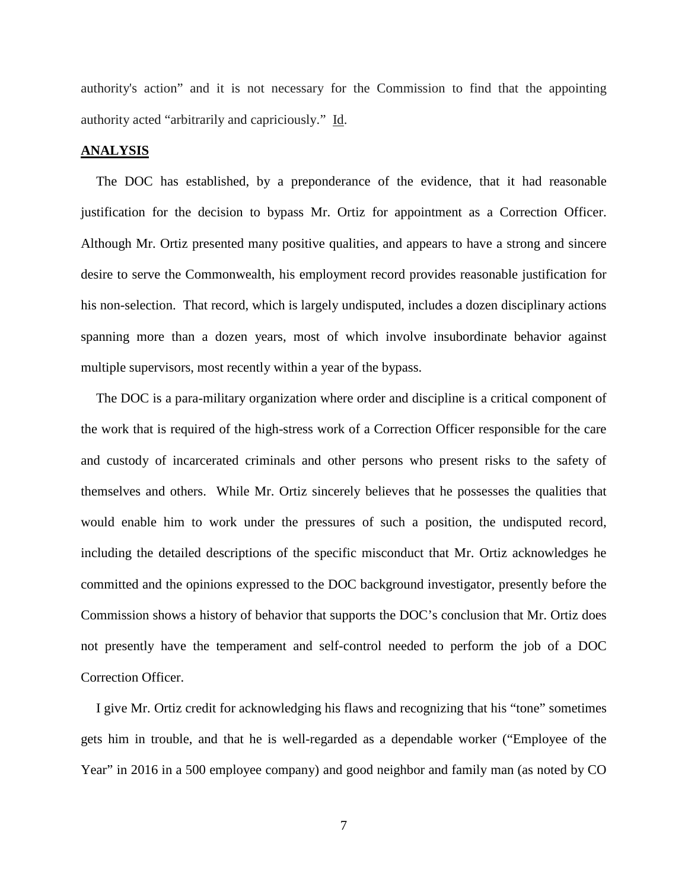authority's action" and it is not necessary for the Commission to find that the appointing authority acted "arbitrarily and capriciously." Id.

## ANALYSIS

The DOC has established, by a preponderance of the evidence, that it had reasonable justification for the decision to bypass Mr. Ortiz for appointment as a Correction Officer. Although Mr. Ortiz presented many positive qualities, and appears to have a strong and sincere desire to serve the Commonwealth, his employment record provides reasonable justification for his non-selection. That record, which is largely undisputed, includes a dozen disciplinary actions spanning more than a dozen years, most of which involve insubordinate behavior against multiple supervisors, most recently within a year of the bypass.

The DOC is a para-military organization where order and discipline is a critical component of the work that is required of the high-stress work of a Correction Officer responsible for the care and custody of incarcerated criminals and other persons who present risks to the safety of themselves and others. While Mr. Ortiz sincerely believes that he possesses the qualities that would enable him to work under the pressures of such a position, the undisputed record, including the detailed descriptions of the specific misconduct that Mr. Ortiz acknowledges he committed and the opinions expressed to the DOC background investigator, presently before the Commission shows a history of behavior that supports the DOC's conclusion that Mr. Ortiz does not presently have the temperament and self-control needed to perform the job of a DOC Correction Officer.

I give Mr. Ortiz credit for acknowledging his flaws and recognizing that his "tone" sometimes gets him in trouble, and that he is well-regarded as a dependable worker ("Employee of the Year" in 2016 in a 500 employee company) and good neighbor and family man (as noted by CO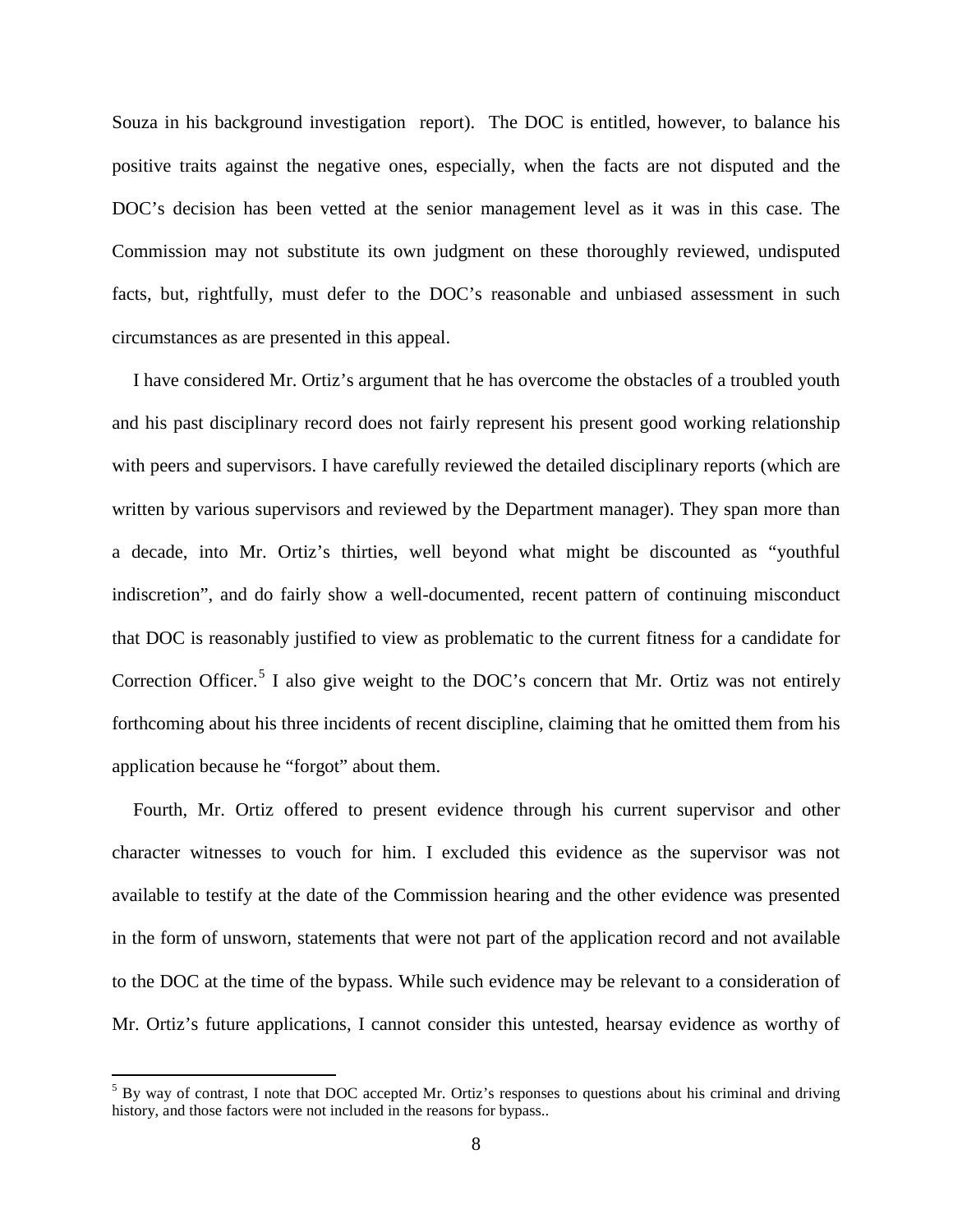Souza in his background investigation report). The DOC is entitled, however, to balance his positive traits against the negative ones, especially, when the facts are not disputed and the DOC's decision has been vetted at the senior management level as it was in this case. The Commission may not substitute its own judgment on these thoroughly reviewed, undisputed facts, but, rightfully, must defer to the DOC's reasonable and unbiased assessment in such circumstances as are presented in this appeal.

I have considered Mr. Ortiz's argument that he has overcome the obstacles of a troubled youth and his past disciplinary record does not fairly represent his present good working relationship with peers and supervisors. I have carefully reviewed the detailed disciplinary reports (which are written by various supervisors and reviewed by the Department manager). They span more than a decade, into Mr. Ortiz's thirties, well beyond what might be discounted as "youthful indiscretion", and do fairly show a well-documented, recent pattern of continuing misconduct that DOC is reasonably justified to view as problematic to the current fitness for a candidate for Correction Officer.[5] I also give weight to the DOC's concern that Mr. Ortiz was not entirely forthcoming about his three incidents of recent discipline, claiming that he omitted them from his application because he "forgot" about them.

Fourth, Mr. Ortiz offered to present evidence through his current supervisor and other character witnesses to vouch for him. I excluded this evidence as the supervisor was not available to testify at the date of the Commission hearing and the other evidence was presented in the form of unsworn, statements that were not part of the application record and not available to the DOC at the time of the bypass. While such evidence may be relevant to a consideration of Mr. Ortiz's future applications, I cannot consider this untested, hearsay evidence as worthy of

[5] By way of contrast, I note that DOC accepted Mr. Ortiz's responses to questions about his criminal and driving history, and those factors were not included in the reasons for bypass..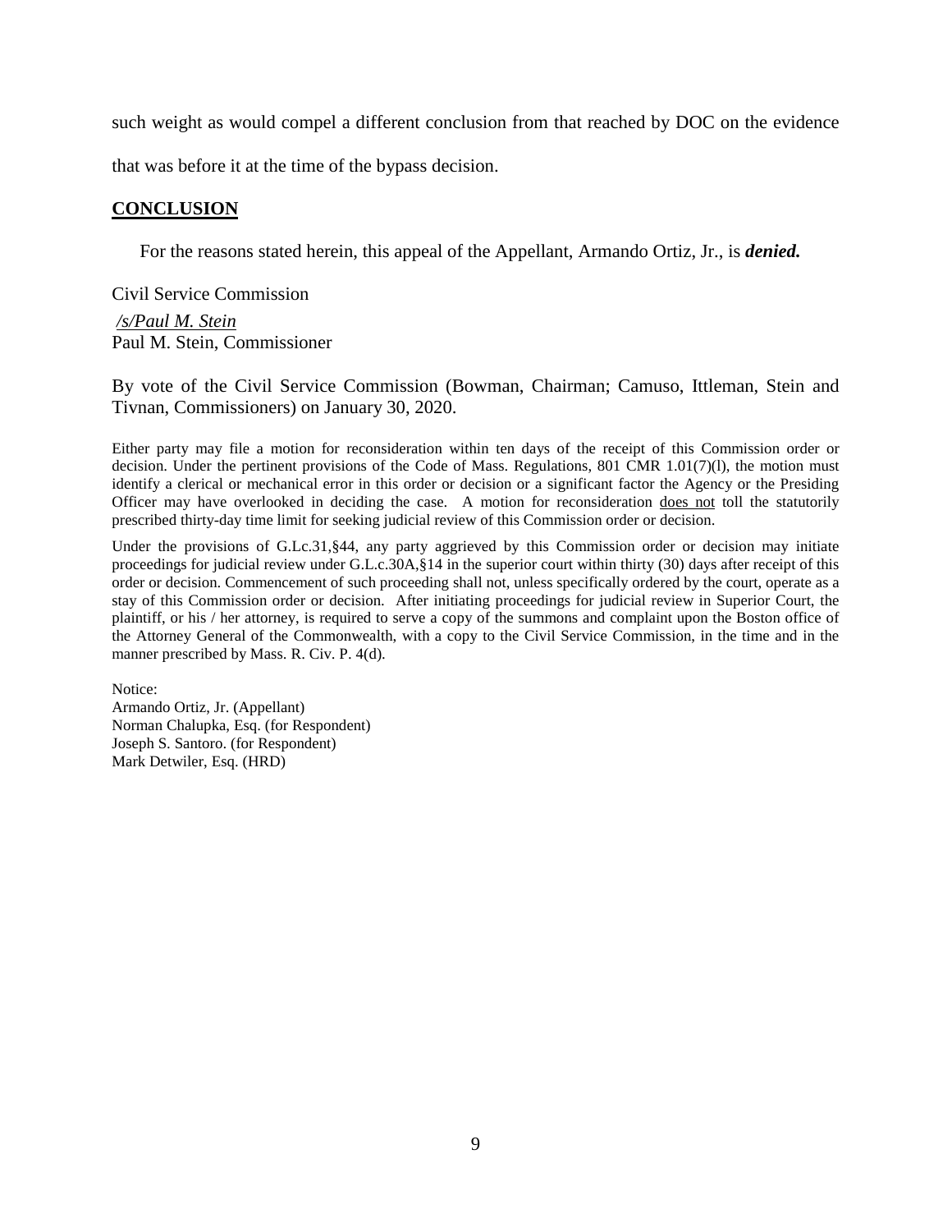such weight as would compel a different conclusion from that reached by DOC on the evidence that was before it at the time of the bypass decision.

## **CONCLUSION**

For the reasons stated herein, this appeal of the Appellant, Armando Ortiz, Jr., is ***denied.***

Civil Service Commission

*/s/Paul M. Stein*
Paul M. Stein, Commissioner

By vote of the Civil Service Commission (Bowman, Chairman; Camuso, Ittleman, Stein and Tivnan, Commissioners) on January 30, 2020.

Either party may file a motion for reconsideration within ten days of the receipt of this Commission order or decision. Under the pertinent provisions of the Code of Mass. Regulations, 801 CMR 1.01(7)(l), the motion must identify a clerical or mechanical error in this order or decision or a significant factor the Agency or the Presiding Officer may have overlooked in deciding the case. A motion for reconsideration does not toll the statutorily prescribed thirty-day time limit for seeking judicial review of this Commission order or decision.

Under the provisions of G.L.c.31,§44, any party aggrieved by this Commission order or decision may initiate proceedings for judicial review under G.L.c.30A,§14 in the superior court within thirty (30) days after receipt of this order or decision. Commencement of such proceeding shall not, unless specifically ordered by the court, operate as a stay of this Commission order or decision. After initiating proceedings for judicial review in Superior Court, the plaintiff, or his / her attorney, is required to serve a copy of the summons and complaint upon the Boston office of the Attorney General of the Commonwealth, with a copy to the Civil Service Commission, in the time and in the manner prescribed by Mass. R. Civ. P. 4(d).

Notice:
Armando Ortiz, Jr. (Appellant)
Norman Chalupka, Esq. (for Respondent)
Joseph S. Santoro. (for Respondent)
Mark Detwiler, Esq. (HRD)